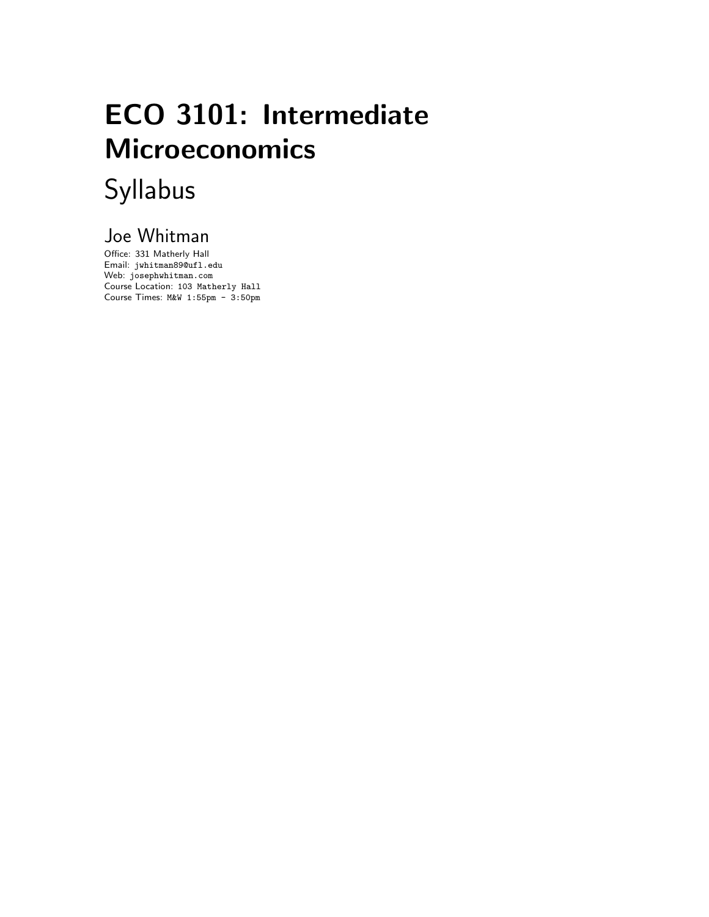# ECO 3101: Intermediate Microeconomics

## Syllabus

### Joe Whitman

Office: 331 Matherly Hall
Email: `jwhitman89@ufl.edu`
Web: `josephwhitman.com`
Course Location: `103 Matherly Hall`
Course Times: `M&W 1:55pm - 3:50pm`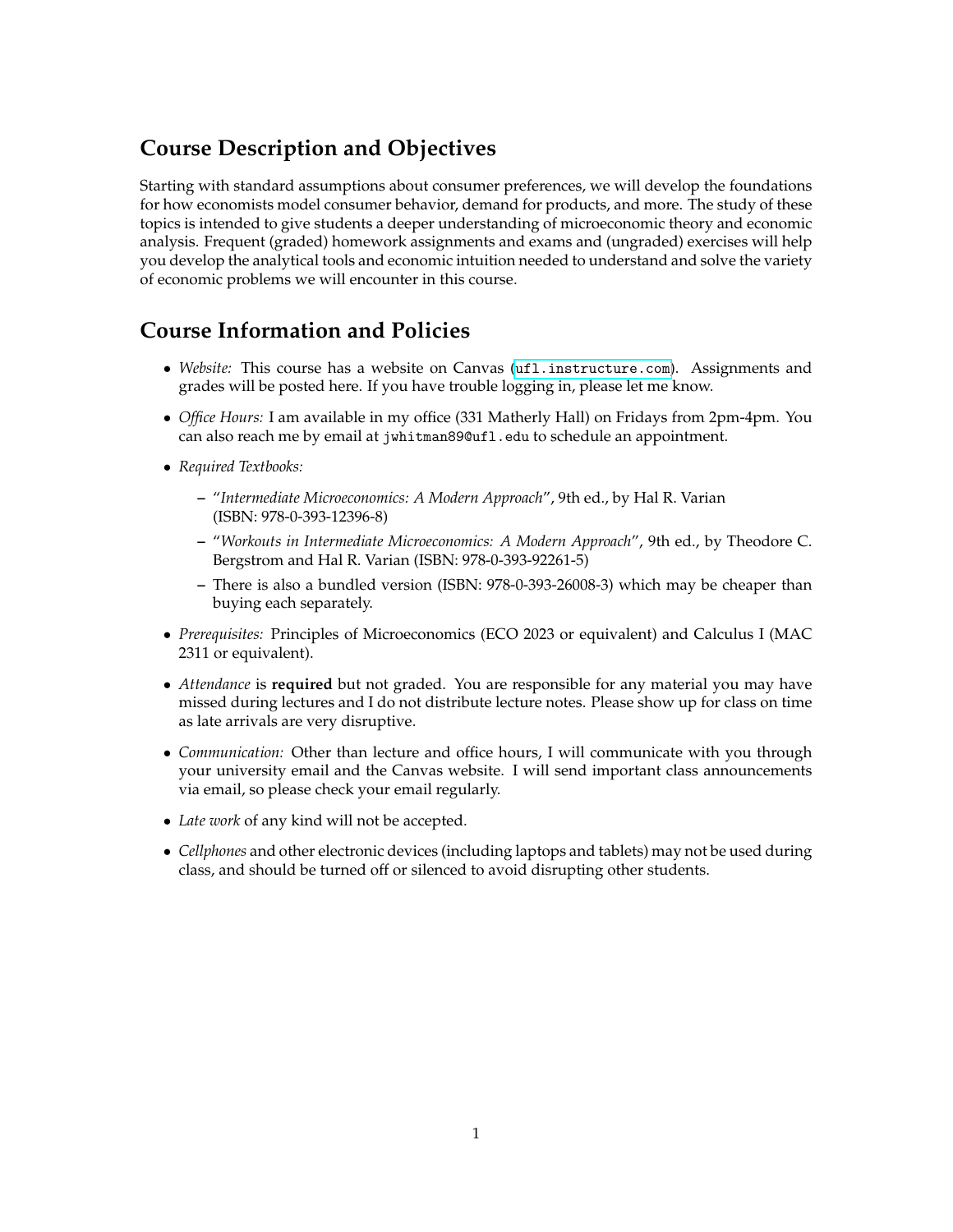## Course Description and Objectives

Starting with standard assumptions about consumer preferences, we will develop the foundations for how economists model consumer behavior, demand for products, and more. The study of these topics is intended to give students a deeper understanding of microeconomic theory and economic analysis. Frequent (graded) homework assignments and exams and (ungraded) exercises will help you develop the analytical tools and economic intuition needed to understand and solve the variety of economic problems we will encounter in this course.

## Course Information and Policies

- *Website:* This course has a website on Canvas (`ufl.instructure.com`). Assignments and grades will be posted here. If you have trouble logging in, please let me know.
- *Office Hours:* I am available in my office (331 Matherly Hall) on Fridays from 2pm-4pm. You can also reach me by email at `jwhitman89@ufl.edu` to schedule an appointment.
- *Required Textbooks:*
  - "*Intermediate Microeconomics: A Modern Approach*", 9th ed., by Hal R. Varian (ISBN: 978-0-393-12396-8)
  - "*Workouts in Intermediate Microeconomics: A Modern Approach*", 9th ed., by Theodore C. Bergstrom and Hal R. Varian (ISBN: 978-0-393-92261-5)
  - There is also a bundled version (ISBN: 978-0-393-26008-3) which may be cheaper than buying each separately.
- *Prerequisites:* Principles of Microeconomics (ECO 2023 or equivalent) and Calculus I (MAC 2311 or equivalent).
- *Attendance* is **required** but not graded. You are responsible for any material you may have missed during lectures and I do not distribute lecture notes. Please show up for class on time as late arrivals are very disruptive.
- *Communication:* Other than lecture and office hours, I will communicate with you through your university email and the Canvas website. I will send important class announcements via email, so please check your email regularly.
- *Late work* of any kind will not be accepted.
- *Cellphones* and other electronic devices (including laptops and tablets) may not be used during class, and should be turned off or silenced to avoid disrupting other students.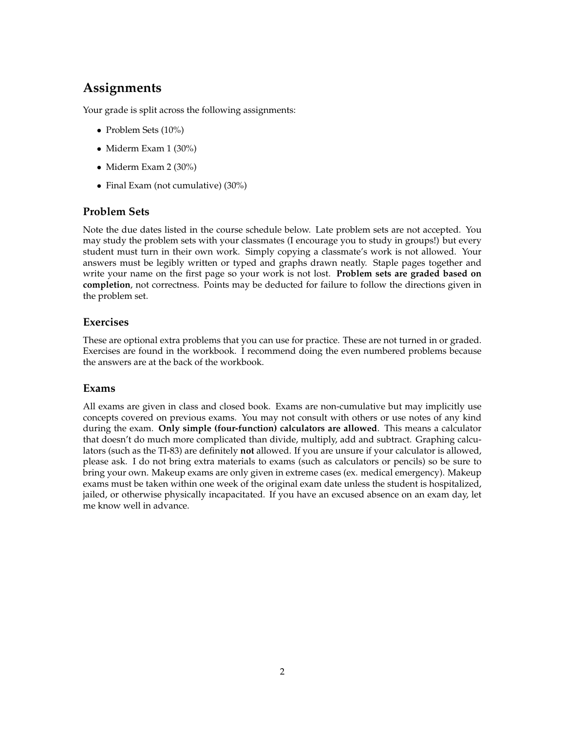## Assignments

Your grade is split across the following assignments:

- Problem Sets (10%)
- Miderm Exam 1 (30%)
- Miderm Exam 2 (30%)
- Final Exam (not cumulative) (30%)

### Problem Sets

Note the due dates listed in the course schedule below. Late problem sets are not accepted. You may study the problem sets with your classmates (I encourage you to study in groups!) but every student must turn in their own work. Simply copying a classmate's work is not allowed. Your answers must be legibly written or typed and graphs drawn neatly. Staple pages together and write your name on the first page so your work is not lost. **Problem sets are graded based on completion**, not correctness. Points may be deducted for failure to follow the directions given in the problem set.

### Exercises

These are optional extra problems that you can use for practice. These are not turned in or graded. Exercises are found in the workbook. I recommend doing the even numbered problems because the answers are at the back of the workbook.

### Exams

All exams are given in class and closed book. Exams are non-cumulative but may implicitly use concepts covered on previous exams. You may not consult with others or use notes of any kind during the exam. **Only simple (four-function) calculators are allowed**. This means a calculator that doesn't do much more complicated than divide, multiply, add and subtract. Graphing calculators (such as the TI-83) are definitely **not** allowed. If you are unsure if your calculator is allowed, please ask. I do not bring extra materials to exams (such as calculators or pencils) so be sure to bring your own. Makeup exams are only given in extreme cases (ex. medical emergency). Makeup exams must be taken within one week of the original exam date unless the student is hospitalized, jailed, or otherwise physically incapacitated. If you have an excused absence on an exam day, let me know well in advance.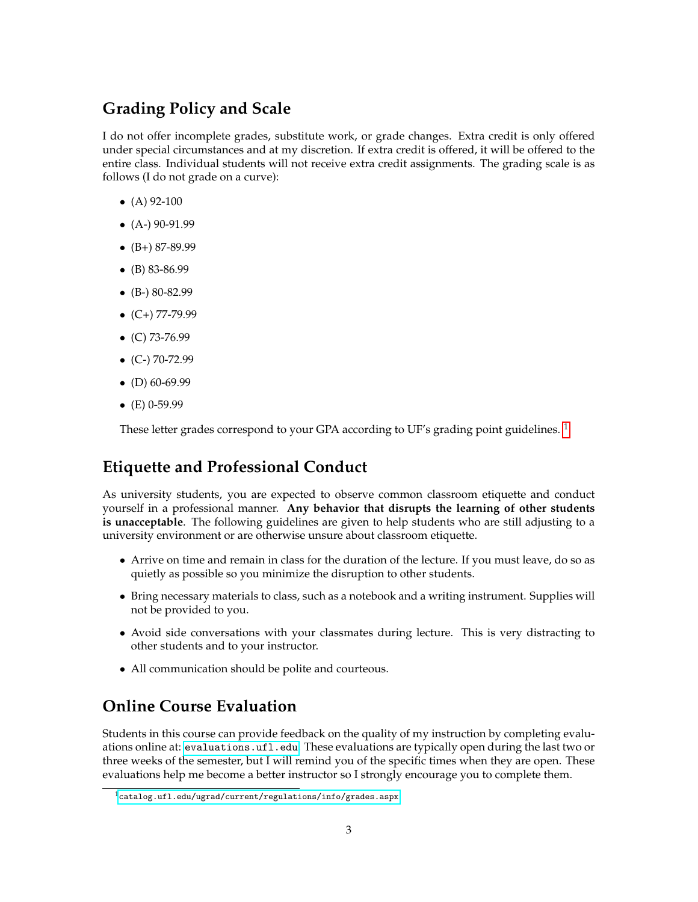## Grading Policy and Scale

I do not offer incomplete grades, substitute work, or grade changes. Extra credit is only offered under special circumstances and at my discretion. If extra credit is offered, it will be offered to the entire class. Individual students will not receive extra credit assignments. The grading scale is as follows (I do not grade on a curve):

- (A) 92-100
- (A-) 90-91.99
- (B+) 87-89.99
- (B) 83-86.99
- (B-) 80-82.99
- (C+) 77-79.99
- (C) 73-76.99
- (C-) 70-72.99
- (D) 60-69.99
- (E) 0-59.99

These letter grades correspond to your GPA according to UF's grading point guidelines. [1]

## Etiquette and Professional Conduct

As university students, you are expected to observe common classroom etiquette and conduct yourself in a professional manner. **Any behavior that disrupts the learning of other students is unacceptable**. The following guidelines are given to help students who are still adjusting to a university environment or are otherwise unsure about classroom etiquette.

- Arrive on time and remain in class for the duration of the lecture. If you must leave, do so as quietly as possible so you minimize the disruption to other students.
- Bring necessary materials to class, such as a notebook and a writing instrument. Supplies will not be provided to you.
- Avoid side conversations with your classmates during lecture. This is very distracting to other students and to your instructor.
- All communication should be polite and courteous.

## Online Course Evaluation

Students in this course can provide feedback on the quality of my instruction by completing evaluations online at: `evaluations.ufl.edu` These evaluations are typically open during the last two or three weeks of the semester, but I will remind you of the specific times when they are open. These evaluations help me become a better instructor so I strongly encourage you to complete them.

[1] `catalog.ufl.edu/ugrad/current/regulations/info/grades.aspx`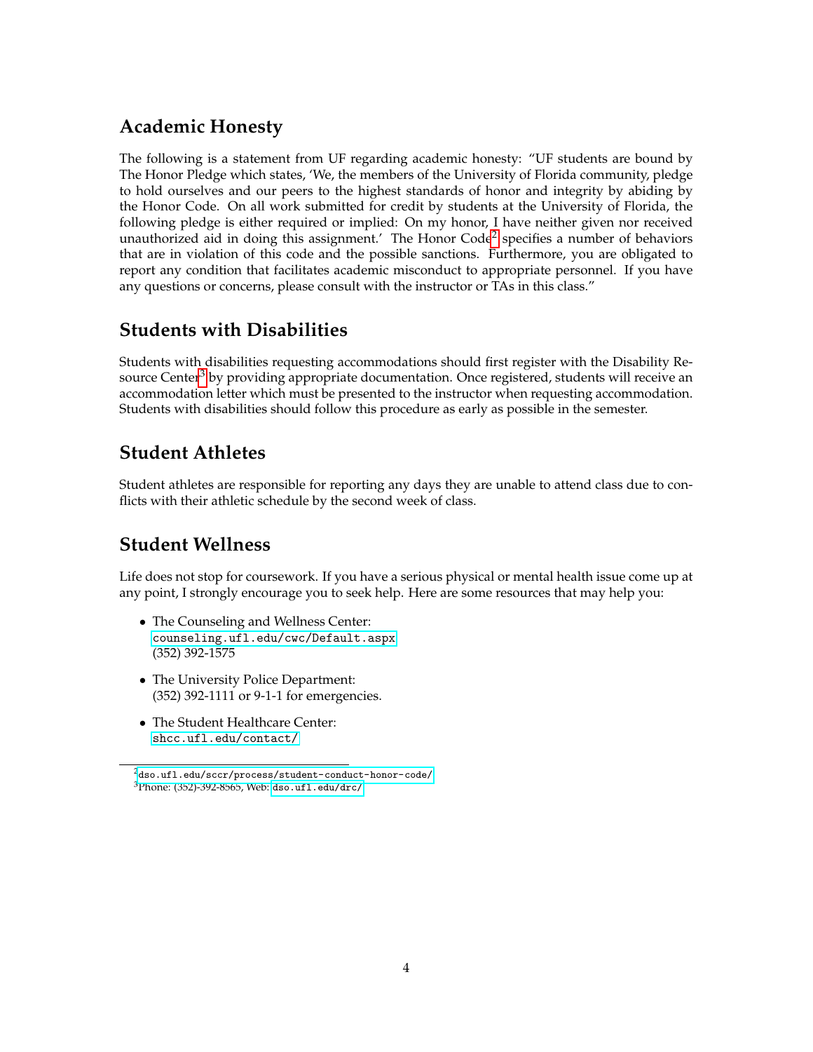## Academic Honesty

The following is a statement from UF regarding academic honesty: "UF students are bound by The Honor Pledge which states, 'We, the members of the University of Florida community, pledge to hold ourselves and our peers to the highest standards of honor and integrity by abiding by the Honor Code. On all work submitted for credit by students at the University of Florida, the following pledge is either required or implied: On my honor, I have neither given nor received unauthorized aid in doing this assignment.' The Honor Code[2] specifies a number of behaviors that are in violation of this code and the possible sanctions. Furthermore, you are obligated to report any condition that facilitates academic misconduct to appropriate personnel. If you have any questions or concerns, please consult with the instructor or TAs in this class."

## Students with Disabilities

Students with disabilities requesting accommodations should first register with the Disability Resource Center[3] by providing appropriate documentation. Once registered, students will receive an accommodation letter which must be presented to the instructor when requesting accommodation. Students with disabilities should follow this procedure as early as possible in the semester.

## Student Athletes

Student athletes are responsible for reporting any days they are unable to attend class due to conflicts with their athletic schedule by the second week of class.

## Student Wellness

Life does not stop for coursework. If you have a serious physical or mental health issue come up at any point, I strongly encourage you to seek help. Here are some resources that may help you:

- The Counseling and Wellness Center:
  `counseling.ufl.edu/cwc/Default.aspx`
  (352) 392-1575
- The University Police Department:
  (352) 392-1111 or 9-1-1 for emergencies.
- The Student Healthcare Center:
  `shcc.ufl.edu/contact/`

---

[2] `dso.ufl.edu/sccr/process/student-conduct-honor-code/`

[3] Phone: (352)-392-8565, Web: `dso.ufl.edu/drc/`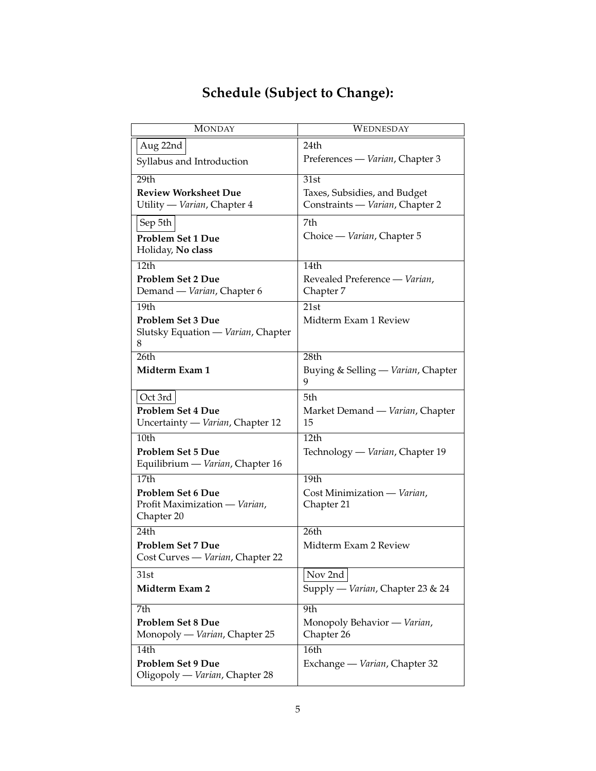## Schedule (Subject to Change):

| Monday | Wednesday |
|---|---|
| Aug 22nd<br>Syllabus and Introduction | 24th<br>Preferences — *Varian*, Chapter 3 |
| 29th<br>**Review Worksheet Due**<br>Utility — *Varian*, Chapter 4 | 31st<br>Taxes, Subsidies, and Budget Constraints — *Varian*, Chapter 2 |
| Sep 5th<br>**Problem Set 1 Due**<br>Holiday, **No class** | 7th<br>Choice — *Varian*, Chapter 5 |
| 12th<br>**Problem Set 2 Due**<br>Demand — *Varian*, Chapter 6 | 14th<br>Revealed Preference — *Varian*, Chapter 7 |
| 19th<br>**Problem Set 3 Due**<br>Slutsky Equation — *Varian*, Chapter 8 | 21st<br>Midterm Exam 1 Review |
| 26th<br>**Midterm Exam 1** | 28th<br>Buying & Selling — *Varian*, Chapter 9 |
| Oct 3rd<br>**Problem Set 4 Due**<br>Uncertainty — *Varian*, Chapter 12 | 5th<br>Market Demand — *Varian*, Chapter 15 |
| 10th<br>**Problem Set 5 Due**<br>Equilibrium — *Varian*, Chapter 16 | 12th<br>Technology — *Varian*, Chapter 19 |
| 17th<br>**Problem Set 6 Due**<br>Profit Maximization — *Varian*, Chapter 20 | 19th<br>Cost Minimization — *Varian*, Chapter 21 |
| 24th<br>**Problem Set 7 Due**<br>Cost Curves — *Varian*, Chapter 22 | 26th<br>Midterm Exam 2 Review |
| 31st<br>**Midterm Exam 2** | Nov 2nd<br>Supply — *Varian*, Chapter 23 & 24 |
| 7th<br>**Problem Set 8 Due**<br>Monopoly — *Varian*, Chapter 25 | 9th<br>Monopoly Behavior — *Varian*, Chapter 26 |
| 14th<br>**Problem Set 9 Due**<br>Oligopoly — *Varian*, Chapter 28 | 16th<br>Exchange — *Varian*, Chapter 32 |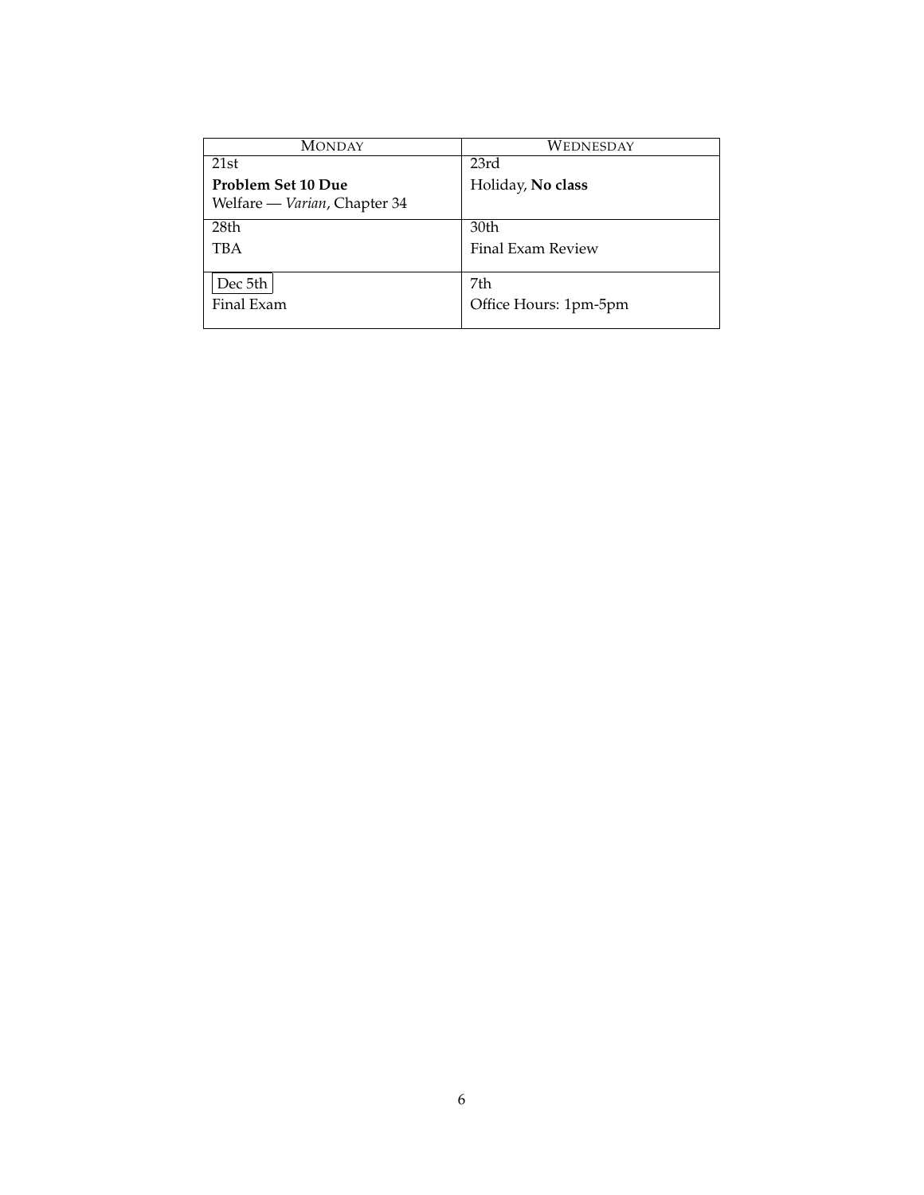| Monday | Wednesday |
|---|---|
| 21st<br>**Problem Set 10 Due**<br>Welfare — *Varian*, Chapter 34 | 23rd<br>Holiday, **No class** |
| 28th<br>TBA | 30th<br>Final Exam Review |
| Dec 5th<br>Final Exam | 7th<br>Office Hours: 1pm-5pm |